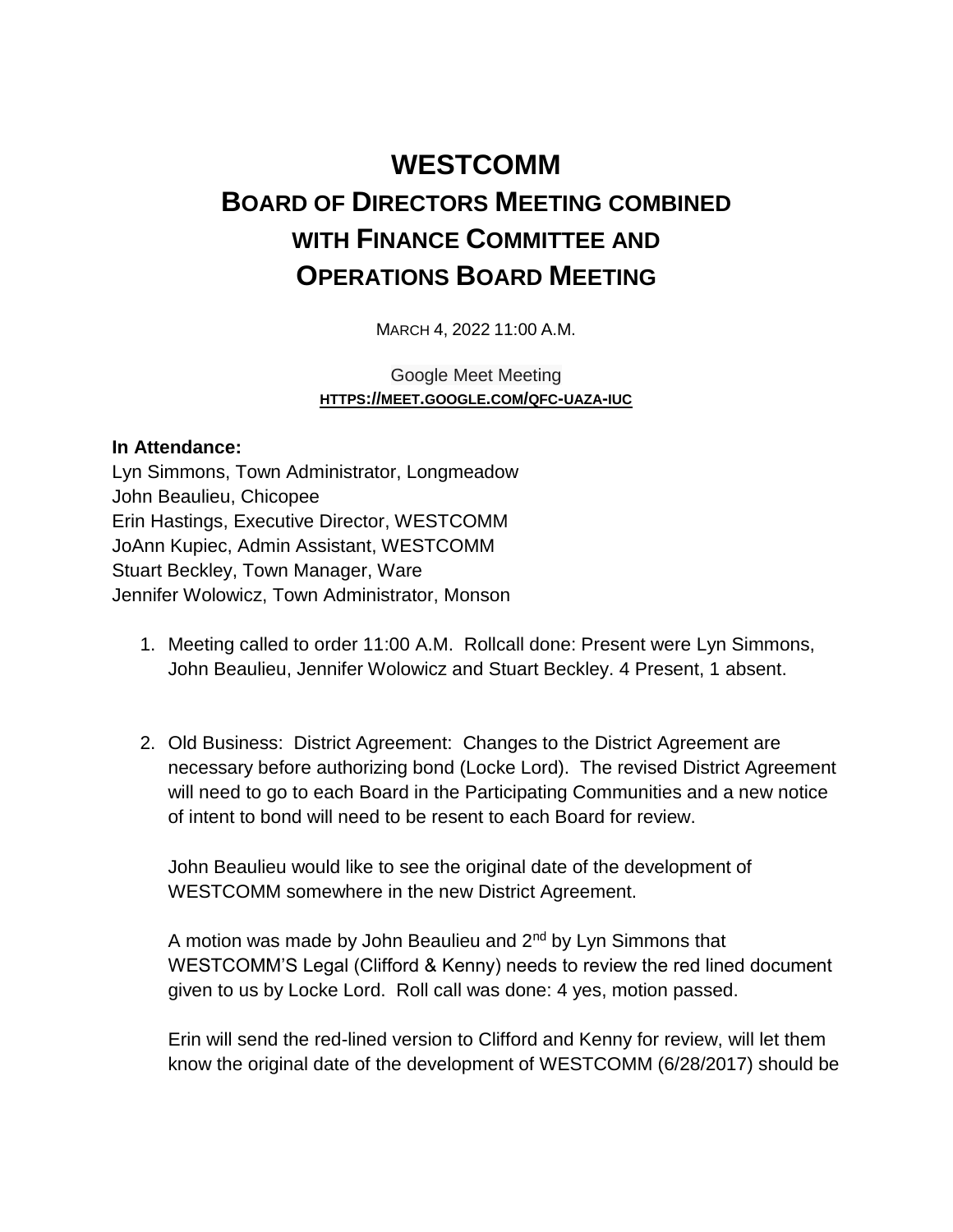# WESTCOMM

## Board of Directors Meeting combined with Finance Committee and Operations Board Meeting

March 4, 2022 11:00 A.M.

Google Meet Meeting
**HTTPS://MEET.GOOGLE.COM/QFC-UAZA-IUC**

**In Attendance:**
Lyn Simmons, Town Administrator, Longmeadow
John Beaulieu, Chicopee
Erin Hastings, Executive Director, WESTCOMM
JoAnn Kupiec, Admin Assistant, WESTCOMM
Stuart Beckley, Town Manager, Ware
Jennifer Wolowicz, Town Administrator, Monson

1. Meeting called to order 11:00 A.M. Rollcall done: Present were Lyn Simmons, John Beaulieu, Jennifer Wolowicz and Stuart Beckley. 4 Present, 1 absent.

2. Old Business: District Agreement: Changes to the District Agreement are necessary before authorizing bond (Locke Lord). The revised District Agreement will need to go to each Board in the Participating Communities and a new notice of intent to bond will need to be resent to each Board for review.

   John Beaulieu would like to see the original date of the development of WESTCOMM somewhere in the new District Agreement.

   A motion was made by John Beaulieu and 2nd by Lyn Simmons that WESTCOMM'S Legal (Clifford & Kenny) needs to review the red lined document given to us by Locke Lord. Roll call was done: 4 yes, motion passed.

   Erin will send the red-lined version to Clifford and Kenny for review, will let them know the original date of the development of WESTCOMM (6/28/2017) should be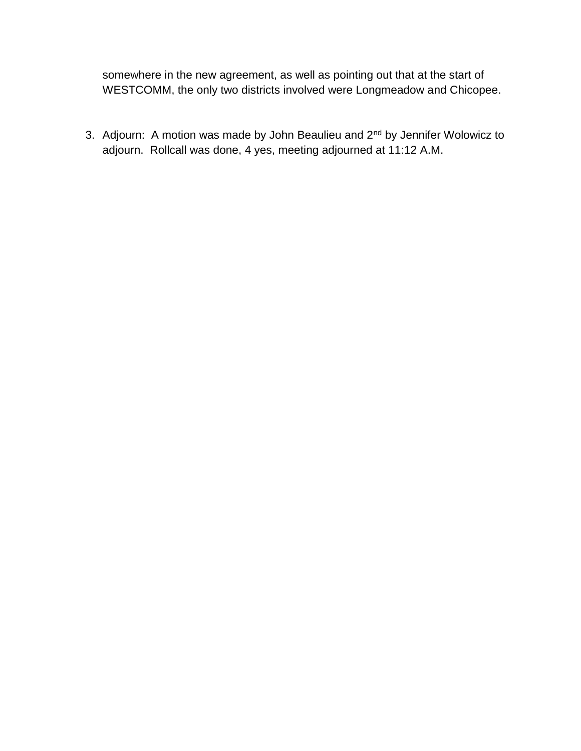somewhere in the new agreement, as well as pointing out that at the start of WESTCOMM, the only two districts involved were Longmeadow and Chicopee.

3. Adjourn: A motion was made by John Beaulieu and 2nd by Jennifer Wolowicz to adjourn. Rollcall was done, 4 yes, meeting adjourned at 11:12 A.M.